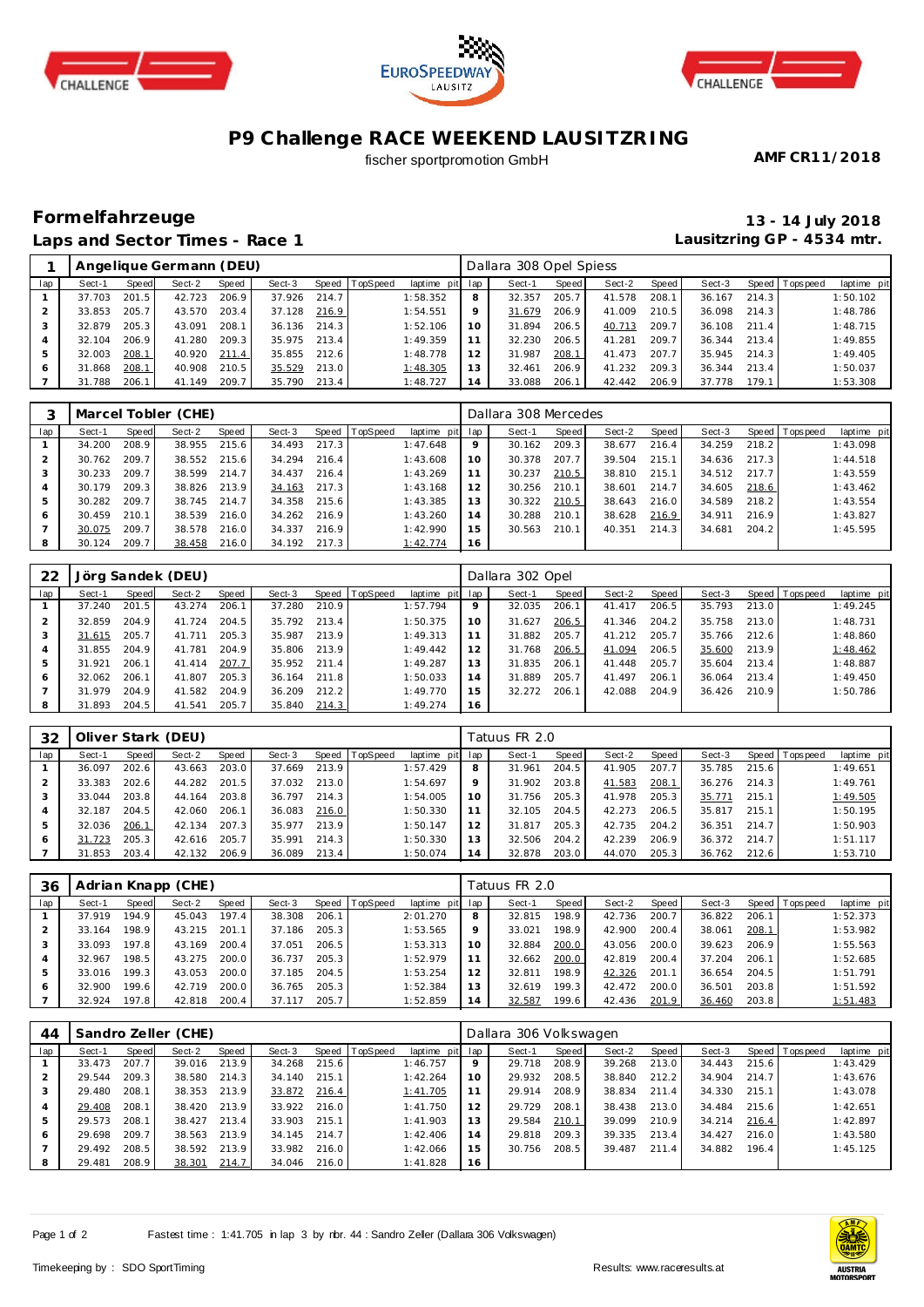# P9 Challenge RACE WEEKEND LAUSITZRING

fischer sportpromotion GmbH

**AMF CR11/2018**

## Formelfahrzeuge

## Laps and Sector Times - Race 1

**13 - 14 July 2018**

**Lausitzring GP - 4534 mtr.**

### 1 Angelique Germann (DEU) — Dallara 308 Opel Spiess

| lap | Sect-1 | Speed | Sect-2 | Speed | Sect-3 | Speed | TopSpeed | laptime | pit | lap | Sect-1 | Speed | Sect-2 | Speed | Sect-3 | Speed | Topspeed | laptime | pit |
|---|---|---|---|---|---|---|---|---|---|---|---|---|---|---|---|---|---|---|---|
| 1 | 37.703 | 201.5 | 42.723 | 206.9 | 37.926 | 214.7 | | 1:58.352 | | 8 | 32.357 | 205.7 | 41.578 | 208.1 | 36.167 | 214.3 | | 1:50.102 | |
| 2 | 33.853 | 205.7 | 43.570 | 203.4 | 37.128 | 216.9 | | 1:54.551 | | 9 | 31.679 | 206.9 | 41.009 | 210.5 | 36.098 | 214.3 | | 1:48.786 | |
| 3 | 32.879 | 205.3 | 43.091 | 208.1 | 36.136 | 214.3 | | 1:52.106 | | 10 | 31.894 | 206.5 | 40.713 | 209.7 | 36.108 | 211.4 | | 1:48.715 | |
| 4 | 32.104 | 206.9 | 41.280 | 209.3 | 35.975 | 213.4 | | 1:49.359 | | 11 | 32.230 | 206.5 | 41.281 | 209.7 | 36.344 | 213.4 | | 1:49.855 | |
| 5 | 32.003 | 208.1 | 40.920 | 211.4 | 35.855 | 212.6 | | 1:48.778 | | 12 | 31.987 | 208.1 | 41.473 | 207.7 | 35.945 | 214.3 | | 1:49.405 | |
| 6 | 31.868 | 208.1 | 40.908 | 210.5 | 35.529 | 213.0 | | 1:48.305 | | 13 | 32.461 | 206.9 | 41.232 | 209.3 | 36.344 | 213.4 | | 1:50.037 | |
| 7 | 31.788 | 206.1 | 41.149 | 209.7 | 35.790 | 213.4 | | 1:48.727 | | 14 | 33.088 | 206.1 | 42.442 | 206.9 | 37.778 | 179.1 | | 1:53.308 | |

### 3 Marcel Tobler (CHE) — Dallara 308 Mercedes

| lap | Sect-1 | Speed | Sect-2 | Speed | Sect-3 | Speed | TopSpeed | laptime | pit | lap | Sect-1 | Speed | Sect-2 | Speed | Sect-3 | Speed | Topspeed | laptime | pit |
|---|---|---|---|---|---|---|---|---|---|---|---|---|---|---|---|---|---|---|---|
| 1 | 34.200 | 208.9 | 38.955 | 215.6 | 34.493 | 217.3 | | 1:47.648 | | 9 | 30.162 | 209.3 | 38.677 | 216.4 | 34.259 | 218.2 | | 1:43.098 | |
| 2 | 30.762 | 209.7 | 38.552 | 215.6 | 34.294 | 216.4 | | 1:43.608 | | 10 | 30.378 | 207.7 | 39.504 | 215.1 | 34.636 | 217.3 | | 1:44.518 | |
| 3 | 30.233 | 209.7 | 38.599 | 214.7 | 34.437 | 216.4 | | 1:43.269 | | 11 | 30.237 | 210.5 | 38.810 | 215.1 | 34.512 | 217.7 | | 1:43.559 | |
| 4 | 30.179 | 209.3 | 38.826 | 213.9 | 34.163 | 217.3 | | 1:43.168 | | 12 | 30.256 | 210.1 | 38.601 | 214.7 | 34.605 | 218.6 | | 1:43.462 | |
| 5 | 30.282 | 209.7 | 38.745 | 214.7 | 34.358 | 215.6 | | 1:43.385 | | 13 | 30.322 | 210.5 | 38.643 | 216.0 | 34.589 | 218.2 | | 1:43.554 | |
| 6 | 30.459 | 210.1 | 38.539 | 216.0 | 34.262 | 216.9 | | 1:43.260 | | 14 | 30.288 | 210.1 | 38.628 | 216.9 | 34.911 | 216.9 | | 1:43.827 | |
| 7 | 30.075 | 209.7 | 38.578 | 216.0 | 34.337 | 216.9 | | 1:42.990 | | 15 | 30.563 | 210.1 | 40.351 | 214.3 | 34.681 | 204.2 | | 1:45.595 | |
| 8 | 30.124 | 209.7 | 38.458 | 216.0 | 34.192 | 217.3 | | 1:42.774 | | 16 | | | | | | | | | |

### 22 Jörg Sandek (DEU) — Dallara 302 Opel

| lap | Sect-1 | Speed | Sect-2 | Speed | Sect-3 | Speed | TopSpeed | laptime | pit | lap | Sect-1 | Speed | Sect-2 | Speed | Sect-3 | Speed | Topspeed | laptime | pit |
|---|---|---|---|---|---|---|---|---|---|---|---|---|---|---|---|---|---|---|---|
| 1 | 37.240 | 201.5 | 43.274 | 206.1 | 37.280 | 210.9 | | 1:57.794 | | 9 | 32.035 | 206.1 | 41.417 | 206.5 | 35.793 | 213.0 | | 1:49.245 | |
| 2 | 32.859 | 204.9 | 41.724 | 204.5 | 35.792 | 213.4 | | 1:50.375 | | 10 | 31.627 | 206.5 | 41.346 | 204.2 | 35.758 | 213.0 | | 1:48.731 | |
| 3 | 31.615 | 205.7 | 41.711 | 205.3 | 35.987 | 213.9 | | 1:49.313 | | 11 | 31.882 | 205.7 | 41.212 | 205.7 | 35.766 | 212.6 | | 1:48.860 | |
| 4 | 31.855 | 204.9 | 41.781 | 204.9 | 35.806 | 213.9 | | 1:49.442 | | 12 | 31.768 | 206.5 | 41.094 | 206.5 | 35.600 | 213.9 | | 1:48.462 | |
| 5 | 31.921 | 206.1 | 41.414 | 207.7 | 35.952 | 211.4 | | 1:49.287 | | 13 | 31.835 | 206.1 | 41.448 | 205.7 | 35.604 | 213.4 | | 1:48.887 | |
| 6 | 32.062 | 206.1 | 41.807 | 205.3 | 36.164 | 211.8 | | 1:50.033 | | 14 | 31.889 | 205.7 | 41.497 | 206.1 | 36.064 | 213.4 | | 1:49.450 | |
| 7 | 31.979 | 204.9 | 41.582 | 204.9 | 36.209 | 212.2 | | 1:49.770 | | 15 | 32.272 | 206.1 | 42.088 | 204.9 | 36.426 | 210.9 | | 1:50.786 | |
| 8 | 31.893 | 204.5 | 41.541 | 205.7 | 35.840 | 214.3 | | 1:49.274 | | 16 | | | | | | | | | |

### 32 Oliver Stark (DEU) — Tatuus FR 2.0

| lap | Sect-1 | Speed | Sect-2 | Speed | Sect-3 | Speed | TopSpeed | laptime | pit | lap | Sect-1 | Speed | Sect-2 | Speed | Sect-3 | Speed | Topspeed | laptime | pit |
|---|---|---|---|---|---|---|---|---|---|---|---|---|---|---|---|---|---|---|---|
| 1 | 36.097 | 202.6 | 43.663 | 203.0 | 37.669 | 213.9 | | 1:57.429 | | 8 | 31.961 | 204.5 | 41.905 | 207.7 | 35.785 | 215.6 | | 1:49.651 | |
| 2 | 33.383 | 202.6 | 44.282 | 201.5 | 37.032 | 213.0 | | 1:54.697 | | 9 | 31.902 | 203.8 | 41.583 | 208.1 | 36.276 | 214.3 | | 1:49.761 | |
| 3 | 33.044 | 203.8 | 44.164 | 203.8 | 36.797 | 214.3 | | 1:54.005 | | 10 | 31.756 | 205.3 | 41.978 | 205.3 | 35.771 | 215.1 | | 1:49.505 | |
| 4 | 32.187 | 204.5 | 42.060 | 206.1 | 36.083 | 216.0 | | 1:50.330 | | 11 | 32.105 | 204.5 | 42.273 | 206.5 | 35.817 | 215.1 | | 1:50.195 | |
| 5 | 32.036 | 206.1 | 42.134 | 207.3 | 35.977 | 213.9 | | 1:50.147 | | 12 | 31.817 | 205.3 | 42.735 | 204.2 | 36.351 | 214.7 | | 1:50.903 | |
| 6 | 31.723 | 205.3 | 42.616 | 205.7 | 35.991 | 214.3 | | 1:50.330 | | 13 | 32.506 | 204.2 | 42.239 | 206.9 | 36.372 | 214.7 | | 1:51.117 | |
| 7 | 31.853 | 203.4 | 42.132 | 206.9 | 36.089 | 213.4 | | 1:50.074 | | 14 | 32.878 | 203.0 | 44.070 | 205.3 | 36.762 | 212.6 | | 1:53.710 | |

### 36 Adrian Knapp (CHE) — Tatuus FR 2.0

| lap | Sect-1 | Speed | Sect-2 | Speed | Sect-3 | Speed | TopSpeed | laptime | pit | lap | Sect-1 | Speed | Sect-2 | Speed | Sect-3 | Speed | Topspeed | laptime | pit |
|---|---|---|---|---|---|---|---|---|---|---|---|---|---|---|---|---|---|---|---|
| 1 | 37.919 | 194.9 | 45.043 | 197.4 | 38.308 | 206.1 | | 2:01.270 | | 8 | 32.815 | 198.9 | 42.736 | 200.7 | 36.822 | 206.1 | | 1:52.373 | |
| 2 | 33.164 | 198.9 | 43.215 | 201.1 | 37.186 | 205.3 | | 1:53.565 | | 9 | 33.021 | 198.9 | 42.900 | 200.4 | 38.061 | 208.1 | | 1:53.982 | |
| 3 | 33.093 | 197.8 | 43.169 | 200.4 | 37.051 | 206.5 | | 1:53.313 | | 10 | 32.884 | 200.0 | 43.056 | 200.0 | 39.623 | 206.9 | | 1:55.563 | |
| 4 | 32.967 | 198.5 | 43.275 | 200.0 | 36.737 | 205.3 | | 1:52.979 | | 11 | 32.662 | 200.0 | 42.819 | 200.4 | 37.204 | 206.1 | | 1:52.685 | |
| 5 | 33.016 | 199.3 | 43.053 | 200.0 | 37.185 | 204.5 | | 1:53.254 | | 12 | 32.811 | 198.9 | 42.326 | 201.1 | 36.654 | 204.5 | | 1:51.791 | |
| 6 | 32.900 | 199.6 | 42.719 | 200.0 | 36.765 | 205.3 | | 1:52.384 | | 13 | 32.619 | 199.3 | 42.472 | 200.0 | 36.501 | 203.8 | | 1:51.592 | |
| 7 | 32.924 | 197.8 | 42.818 | 200.4 | 37.117 | 205.7 | | 1:52.859 | | 14 | 32.587 | 199.6 | 42.436 | 201.9 | 36.460 | 203.8 | | 1:51.483 | |

### 44 Sandro Zeller (CHE) — Dallara 306 Volkswagen

| lap | Sect-1 | Speed | Sect-2 | Speed | Sect-3 | Speed | TopSpeed | laptime | pit | lap | Sect-1 | Speed | Sect-2 | Speed | Sect-3 | Speed | Topspeed | laptime | pit |
|---|---|---|---|---|---|---|---|---|---|---|---|---|---|---|---|---|---|---|---|
| 1 | 33.473 | 207.7 | 39.016 | 213.9 | 34.268 | 215.6 | | 1:46.757 | | 9 | 29.718 | 208.9 | 39.268 | 213.0 | 34.443 | 215.6 | | 1:43.429 | |
| 2 | 29.544 | 209.3 | 38.580 | 214.3 | 34.140 | 215.1 | | 1:42.264 | | 10 | 29.932 | 208.5 | 38.840 | 212.2 | 34.904 | 214.7 | | 1:43.676 | |
| 3 | 29.480 | 208.1 | 38.353 | 213.9 | 33.872 | 216.4 | | 1:41.705 | | 11 | 29.914 | 208.9 | 38.834 | 211.4 | 34.330 | 215.1 | | 1:43.078 | |
| 4 | 29.408 | 208.1 | 38.420 | 213.9 | 33.922 | 216.0 | | 1:41.750 | | 12 | 29.729 | 208.1 | 38.438 | 213.0 | 34.484 | 215.6 | | 1:42.651 | |
| 5 | 29.573 | 208.1 | 38.427 | 213.4 | 33.903 | 215.1 | | 1:41.903 | | 13 | 29.584 | 210.1 | 39.099 | 210.9 | 34.214 | 216.4 | | 1:42.897 | |
| 6 | 29.698 | 209.7 | 38.563 | 213.9 | 34.145 | 214.7 | | 1:42.406 | | 14 | 29.818 | 209.3 | 39.335 | 213.4 | 34.427 | 216.0 | | 1:43.580 | |
| 7 | 29.492 | 208.5 | 38.592 | 213.9 | 33.982 | 216.0 | | 1:42.066 | | 15 | 30.756 | 208.5 | 39.487 | 211.4 | 34.882 | 196.4 | | 1:45.125 | |
| 8 | 29.481 | 208.9 | 38.301 | 214.7 | 34.046 | 216.0 | | 1:41.828 | | 16 | | | | | | | | | |

Fastest time : 1:41.705 in lap 3 by nbr. 44 : Sandro Zeller (Dallara 306 Volkswagen)

Timekeeping by : SDO SportTiming

Results: www.raceresults.at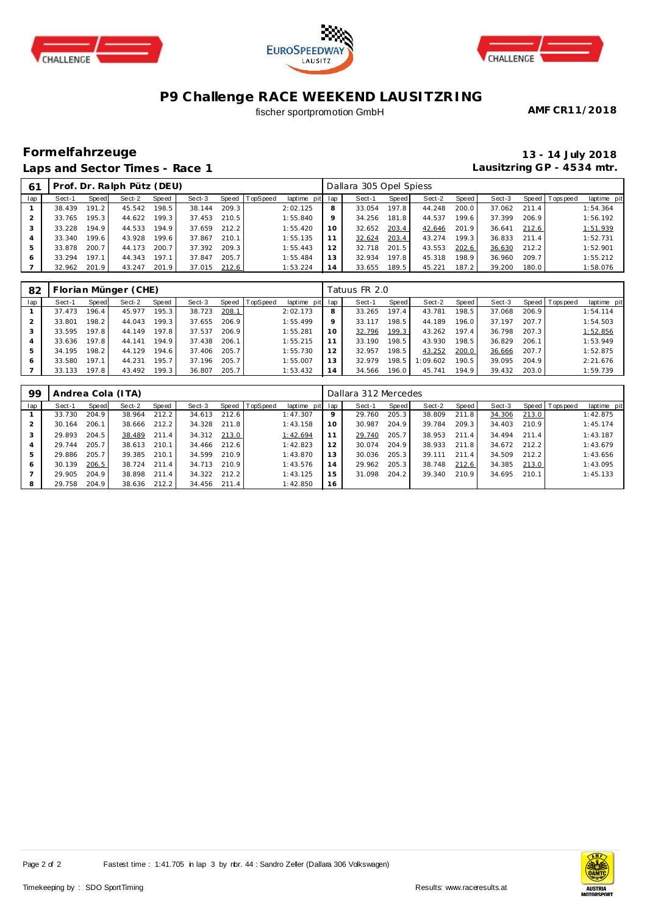# P9 Challenge RACE WEEKEND LAUSITZRING

fischer sportpromotion GmbH

**AMF CR11/2018**

## Formelfahrzeuge

**13 - 14 July 2018**

### Laps and Sector Times - Race 1

**Lausitzring GP - 4534 mtr.**

| 61 | Prof. Dr. Ralph Pütz (DEU) | | | | | | | | | Dallara 305 Opel Spiess | | | | | | | | |
|---|---|---|---|---|---|---|---|---|---|---|---|---|---|---|---|---|---|---|
| lap | Sect-1 | Speed | Sect-2 | Speed | Sect-3 | Speed | TopSpeed | laptime pit | lap | Sect-1 | Speed | Sect-2 | Speed | Sect-3 | Speed | Topspeed | laptime pit |
| 1 | 38.439 | 191.2 | 45.542 | 198.5 | 38.144 | 209.3 | | 2:02.125 | 8 | 33.054 | 197.8 | 44.248 | 200.0 | 37.062 | 211.4 | | 1:54.364 |
| 2 | 33.765 | 195.3 | 44.622 | 199.3 | 37.453 | 210.5 | | 1:55.840 | 9 | 34.256 | 181.8 | 44.537 | 199.6 | 37.399 | 206.9 | | 1:56.192 |
| 3 | 33.228 | 194.9 | 44.533 | 194.9 | 37.659 | 212.2 | | 1:55.420 | 10 | 32.652 | 203.4 | 42.646 | 201.9 | 36.641 | 212.6 | | 1:51.939 |
| 4 | 33.340 | 199.6 | 43.928 | 199.6 | 37.867 | 210.1 | | 1:55.135 | 11 | 32.624 | 203.4 | 43.274 | 199.3 | 36.833 | 211.4 | | 1:52.731 |
| 5 | 33.878 | 200.7 | 44.173 | 200.7 | 37.392 | 209.3 | | 1:55.443 | 12 | 32.718 | 201.5 | 43.553 | 202.6 | 36.630 | 212.2 | | 1:52.901 |
| 6 | 33.294 | 197.1 | 44.343 | 197.1 | 37.847 | 205.7 | | 1:55.484 | 13 | 32.934 | 197.8 | 45.318 | 198.9 | 36.960 | 209.7 | | 1:55.212 |
| 7 | 32.962 | 201.9 | 43.247 | 201.9 | 37.015 | 212.6 | | 1:53.224 | 14 | 33.655 | 189.5 | 45.221 | 187.2 | 39.200 | 180.0 | | 1:58.076 |

| 82 | Florian Münger (CHE) | | | | | | | | | Tatuus FR 2.0 | | | | | | | | |
|---|---|---|---|---|---|---|---|---|---|---|---|---|---|---|---|---|---|---|
| lap | Sect-1 | Speed | Sect-2 | Speed | Sect-3 | Speed | TopSpeed | laptime pit | lap | Sect-1 | Speed | Sect-2 | Speed | Sect-3 | Speed | Topspeed | laptime pit |
| 1 | 37.473 | 196.4 | 45.977 | 195.3 | 38.723 | 208.1 | | 2:02.173 | 8 | 33.265 | 197.4 | 43.781 | 198.5 | 37.068 | 206.9 | | 1:54.114 |
| 2 | 33.801 | 198.2 | 44.043 | 199.3 | 37.655 | 206.9 | | 1:55.499 | 9 | 33.117 | 198.5 | 44.189 | 196.0 | 37.197 | 207.7 | | 1:54.503 |
| 3 | 33.595 | 197.8 | 44.149 | 197.8 | 37.537 | 206.9 | | 1:55.281 | 10 | 32.796 | 199.3 | 43.262 | 197.4 | 36.798 | 207.3 | | 1:52.856 |
| 4 | 33.636 | 197.8 | 44.141 | 194.9 | 37.438 | 206.1 | | 1:55.215 | 11 | 33.190 | 198.5 | 43.930 | 198.5 | 36.829 | 206.1 | | 1:53.949 |
| 5 | 34.195 | 198.2 | 44.129 | 194.6 | 37.406 | 205.7 | | 1:55.730 | 12 | 32.957 | 198.5 | 43.252 | 200.0 | 36.666 | 207.7 | | 1:52.875 |
| 6 | 33.580 | 197.1 | 44.231 | 195.7 | 37.196 | 205.7 | | 1:55.007 | 13 | 32.979 | 198.5 | 1:09.602 | 190.5 | 39.095 | 204.9 | | 2:21.676 |
| 7 | 33.133 | 197.8 | 43.492 | 199.3 | 36.807 | 205.7 | | 1:53.432 | 14 | 34.566 | 196.0 | 45.741 | 194.9 | 39.432 | 203.0 | | 1:59.739 |

| 99 | Andrea Cola (ITA) | | | | | | | | | Dallara 312 Mercedes | | | | | | | | |
|---|---|---|---|---|---|---|---|---|---|---|---|---|---|---|---|---|---|---|
| lap | Sect-1 | Speed | Sect-2 | Speed | Sect-3 | Speed | TopSpeed | laptime pit | lap | Sect-1 | Speed | Sect-2 | Speed | Sect-3 | Speed | Topspeed | laptime pit |
| 1 | 33.730 | 204.9 | 38.964 | 212.2 | 34.613 | 212.6 | | 1:47.307 | 9 | 29.760 | 205.3 | 38.809 | 211.8 | 34.306 | 213.0 | | 1:42.875 |
| 2 | 30.164 | 206.1 | 38.666 | 212.2 | 34.328 | 211.8 | | 1:43.158 | 10 | 30.987 | 204.9 | 39.784 | 209.3 | 34.403 | 210.9 | | 1:45.174 |
| 3 | 29.893 | 204.5 | 38.489 | 211.4 | 34.312 | 213.0 | | 1:42.694 | 11 | 29.740 | 205.7 | 38.953 | 211.4 | 34.494 | 211.4 | | 1:43.187 |
| 4 | 29.744 | 205.7 | 38.613 | 210.1 | 34.466 | 212.6 | | 1:42.823 | 12 | 30.074 | 204.9 | 38.933 | 211.8 | 34.672 | 212.2 | | 1:43.679 |
| 5 | 29.886 | 205.7 | 39.385 | 210.1 | 34.599 | 210.9 | | 1:43.870 | 13 | 30.036 | 205.3 | 39.111 | 211.4 | 34.509 | 212.2 | | 1:43.656 |
| 6 | 30.139 | 206.5 | 38.724 | 211.4 | 34.713 | 210.9 | | 1:43.576 | 14 | 29.962 | 205.3 | 38.748 | 212.6 | 34.385 | 213.0 | | 1:43.095 |
| 7 | 29.905 | 204.9 | 38.898 | 211.4 | 34.322 | 212.2 | | 1:43.125 | 15 | 31.098 | 204.2 | 39.340 | 210.9 | 34.695 | 210.1 | | 1:45.133 |
| 8 | 29.758 | 204.9 | 38.636 | 212.2 | 34.456 | 211.4 | | 1:42.850 | 16 | | | | | | | | |

Fastest time : 1:41.705 in lap 3 by nbr. 44 : Sandro Zeller (Dallara 306 Volkswagen)

Timekeeping by : SDO SportTiming

Results: www.raceresults.at